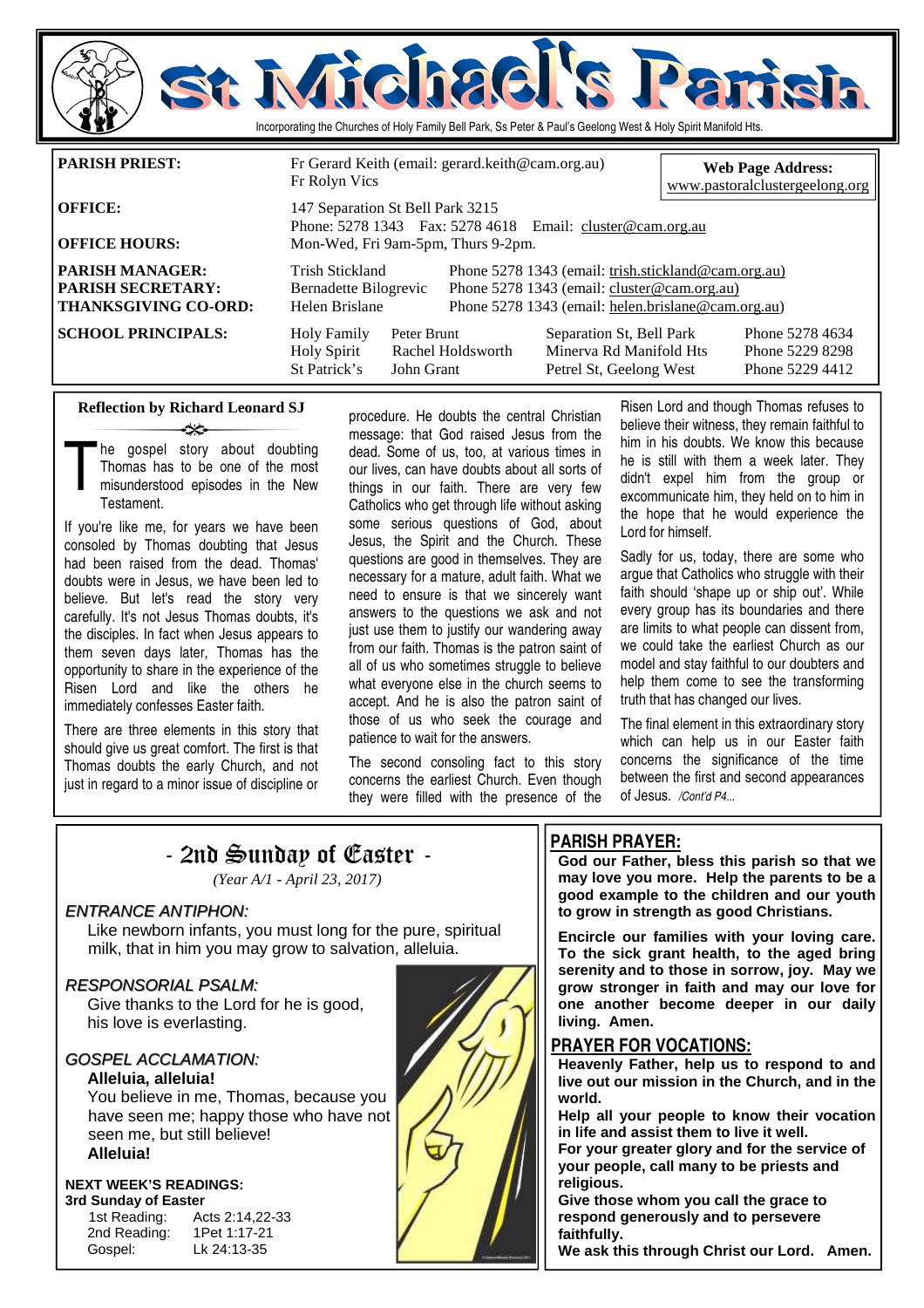# St Michael's Parish

Incorporating the Churches of Holy Family Bell Park, Ss Peter & Paul's Geelong West & Holy Spirit Manifold Hts.

| | | | |
|---|---|---|---|
| **PARISH PRIEST:** | Fr Gerard Keith (email: gerard.keith@cam.org.au)<br>Fr Rolyn Vics | | **Web Page Address:** www.pastoralclustergeelong.org |
| **OFFICE:** | 147 Separation St Bell Park 3215<br>Phone: 5278 1343 Fax: 5278 4618 Email: cluster@cam.org.au | | |
| **OFFICE HOURS:** | Mon-Wed, Fri 9am-5pm, Thurs 9-2pm. | | |
| **PARISH MANAGER:** | Trish Stickland | Phone 5278 1343 (email: trish.stickland@cam.org.au) | |
| **PARISH SECRETARY:** | Bernadette Bilogrevic | Phone 5278 1343 (email: cluster@cam.org.au) | |
| **THANKSGIVING CO-ORD:** | Helen Brislane | Phone 5278 1343 (email: helen.brislane@cam.org.au) | |

| **SCHOOL PRINCIPALS:** | | | |
|---|---|---|---|
| Holy Family | Peter Brunt | Separation St, Bell Park | Phone 5278 4634 |
| Holy Spirit | Rachel Holdsworth | Minerva Rd Manifold Hts | Phone 5229 8298 |
| St Patrick's | John Grant | Petrel St, Geelong West | Phone 5229 4412 |

## Reflection by Richard Leonard SJ

The gospel story about doubting Thomas has to be one of the most misunderstood episodes in the New Testament.

If you're like me, for years we have been consoled by Thomas doubting that Jesus had been raised from the dead. Thomas' doubts were in Jesus, we have been led to believe. But let's read the story very carefully. It's not Jesus Thomas doubts, it's the disciples. In fact when Jesus appears to them seven days later, Thomas has the opportunity to share in the experience of the Risen Lord and like the others he immediately confesses Easter faith.

There are three elements in this story that should give us great comfort. The first is that Thomas doubts the early Church, and not just in regard to a minor issue of discipline or procedure. He doubts the central Christian message: that God raised Jesus from the dead. Some of us, too, at various times in our lives, can have doubts about all sorts of things in our faith. There are very few Catholics who get through life without asking some serious questions of God, about Jesus, the Spirit and the Church. These questions are good in themselves. They are necessary for a mature, adult faith. What we need to ensure is that we sincerely want answers to the questions we ask and not just use them to justify our wandering away from our faith. Thomas is the patron saint of all of us who sometimes struggle to believe what everyone else in the church seems to accept. And he is also the patron saint of those of us who seek the courage and patience to wait for the answers.

The second consoling fact to this story concerns the earliest Church. Even though they were filled with the presence of the Risen Lord and though Thomas refuses to believe their witness, they remain faithful to him in his doubts. We know this because he is still with them a week later. They didn't expel him from the group or excommunicate him, they held on to him in the hope that he would experience the Lord for himself.

Sadly for us, today, there are some who argue that Catholics who struggle with their faith should 'shape up or ship out'. While every group has its boundaries and there are limits to what people can dissent from, we could take the earliest Church as our model and stay faithful to our doubters and help them come to see the transforming truth that has changed our lives.

The final element in this extraordinary story which can help us in our Easter faith concerns the significance of the time between the first and second appearances of Jesus. */Cont'd P4...*

## - 2nd Sunday of Easter -

*(Year A/1 - April 23, 2017)*

*ENTRANCE ANTIPHON:*

Like newborn infants, you must long for the pure, spiritual milk, that in him you may grow to salvation, alleluia.

*RESPONSORIAL PSALM:*

Give thanks to the Lord for he is good, his love is everlasting.

*GOSPEL ACCLAMATION:*

**Alleluia, alleluia!**
You believe in me, Thomas, because you have seen me; happy those who have not seen me, but still believe!
**Alleluia!**

**NEXT WEEK'S READINGS:**
**3rd Sunday of Easter**

| | |
|---|---|
| 1st Reading: | Acts 2:14,22-33 |
| 2nd Reading: | 1Pet 1:17-21 |
| Gospel: | Lk 24:13-35 |

## PARISH PRAYER:

**God our Father, bless this parish so that we may love you more. Help the parents to be a good example to the children and our youth to grow in strength as good Christians.**

**Encircle our families with your loving care. To the sick grant health, to the aged bring serenity and to those in sorrow, joy. May we grow stronger in faith and may our love for one another become deeper in our daily living. Amen.**

## PRAYER FOR VOCATIONS:

**Heavenly Father, help us to respond to and live out our mission in the Church, and in the world.**
**Help all your people to know their vocation in life and assist them to live it well.**
**For your greater glory and for the service of your people, call many to be priests and religious.**
**Give those whom you call the grace to respond generously and to persevere faithfully.**
**We ask this through Christ our Lord. Amen.**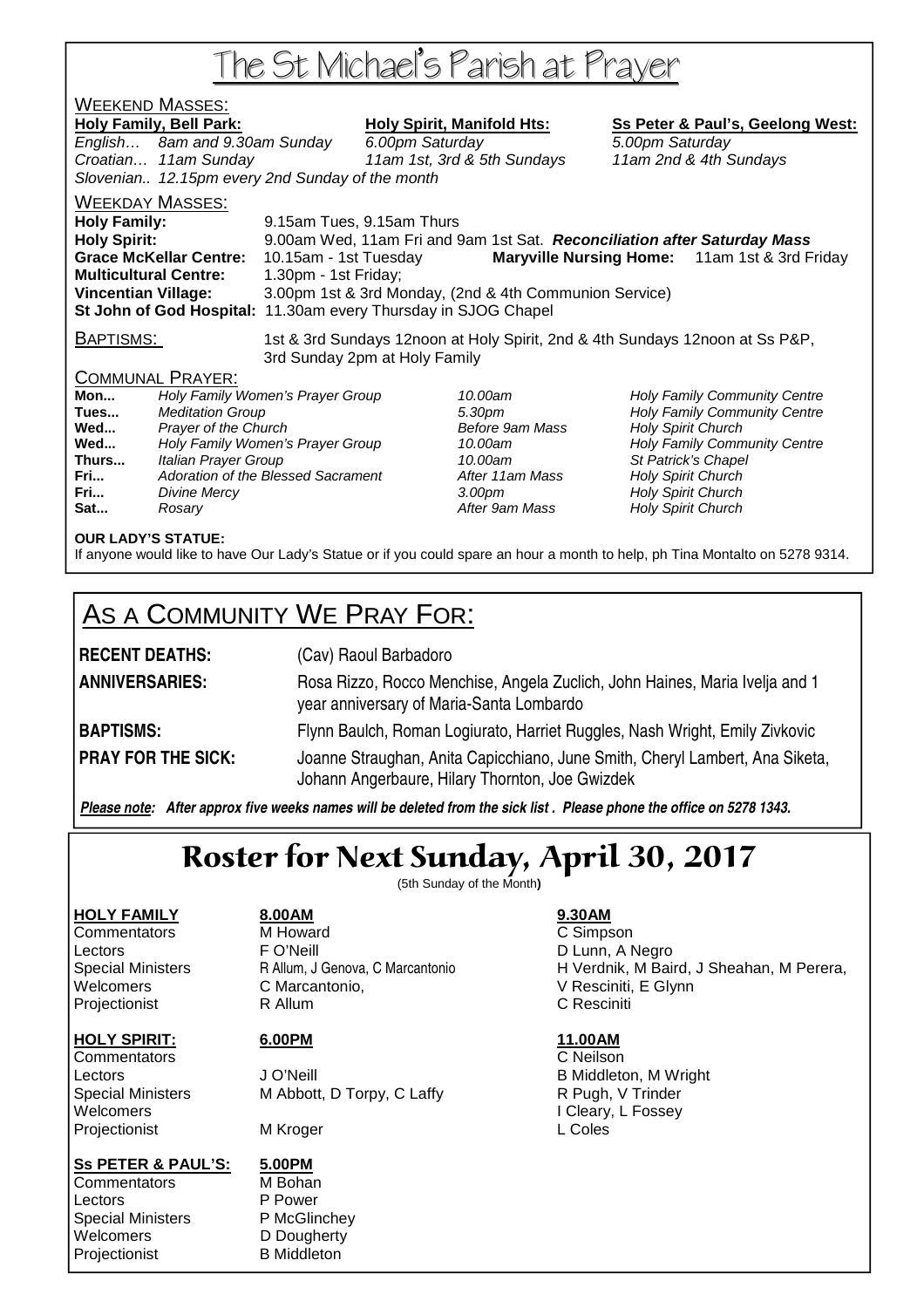# The St Michael's Parish at Prayer

## Weekend Masses:

| Holy Family, Bell Park: | Holy Spirit, Manifold Hts: | Ss Peter & Paul's, Geelong West: |
|---|---|---|
| *English… 8am and 9.30am Sunday* | *6.00pm Saturday* | *5.00pm Saturday* |
| *Croatian… 11am Sunday* | *11am 1st, 3rd & 5th Sundays* | *11am 2nd & 4th Sundays* |
| *Slovenian.. 12.15pm every 2nd Sunday of the month* | | |

## Weekday Masses:

**Holy Family:** 9.15am Tues, 9.15am Thurs
**Holy Spirit:** 9.00am Wed, 11am Fri and 9am 1st Sat. ***Reconciliation after Saturday Mass***
**Grace McKellar Centre:** 10.15am - 1st Tuesday **Maryville Nursing Home:** 11am 1st & 3rd Friday
**Multicultural Centre:** 1.30pm - 1st Friday;
**Vincentian Village:** 3.00pm 1st & 3rd Monday, (2nd & 4th Communion Service)
**St John of God Hospital:** 11.30am every Thursday in SJOG Chapel

## Baptisms:

1st & 3rd Sundays 12noon at Holy Spirit, 2nd & 4th Sundays 12noon at Ss P&P, 3rd Sunday 2pm at Holy Family

## Communal Prayer:

| | | | |
|---|---|---|---|
| **Mon...** | *Holy Family Women's Prayer Group* | *10.00am* | *Holy Family Community Centre* |
| **Tues...** | *Meditation Group* | *5.30pm* | *Holy Family Community Centre* |
| **Wed...** | *Prayer of the Church* | *Before 9am Mass* | *Holy Spirit Church* |
| **Wed...** | *Holy Family Women's Prayer Group* | *10.00am* | *Holy Family Community Centre* |
| **Thurs...** | *Italian Prayer Group* | *10.00am* | *St Patrick's Chapel* |
| **Fri...** | *Adoration of the Blessed Sacrament* | *After 11am Mass* | *Holy Spirit Church* |
| **Fri...** | *Divine Mercy* | *3.00pm* | *Holy Spirit Church* |
| **Sat...** | *Rosary* | *After 9am Mass* | *Holy Spirit Church* |

**OUR LADY'S STATUE:**
If anyone would like to have Our Lady's Statue or if you could spare an hour a month to help, ph Tina Montalto on 5278 9314.

# As a Community We Pray For:

**RECENT DEATHS:** (Cav) Raoul Barbadoro

**ANNIVERSARIES:** Rosa Rizzo, Rocco Menchise, Angela Zuclich, John Haines, Maria Ivelja and 1 year anniversary of Maria-Santa Lombardo

**BAPTISMS:** Flynn Baulch, Roman Logiurato, Harriet Ruggles, Nash Wright, Emily Zivkovic

**PRAY FOR THE SICK:** Joanne Straughan, Anita Capicchiano, June Smith, Cheryl Lambert, Ana Siketa, Johann Angerbaure, Hilary Thornton, Joe Gwizdek

***Please note:** After approx five weeks names will be deleted from the sick list . Please phone the office on 5278 1343.*

# Roster for Next Sunday, April 30, 2017

(5th Sunday of the Month)

| **HOLY FAMILY** | **8.00AM** | **9.30AM** |
|---|---|---|
| Commentators | M Howard | C Simpson |
| Lectors | F O'Neill | D Lunn, A Negro |
| Special Ministers | R Allum, J Genova, C Marcantonio | H Verdnik, M Baird, J Sheahan, M Perera, |
| Welcomers | C Marcantonio, | V Resciniti, E Glynn |
| Projectionist | R Allum | C Resciniti |

| **HOLY SPIRIT:** | **6.00PM** | **11.00AM** |
|---|---|---|
| Commentators | | C Neilson |
| Lectors | J O'Neill | B Middleton, M Wright |
| Special Ministers | M Abbott, D Torpy, C Laffy | R Pugh, V Trinder |
| Welcomers | | I Cleary, L Fossey |
| Projectionist | M Kroger | L Coles |

| **Ss PETER & PAUL'S:** | **5.00PM** |
|---|---|
| Commentators | M Bohan |
| Lectors | P Power |
| Special Ministers | P McGlinchey |
| Welcomers | D Dougherty |
| Projectionist | B Middleton |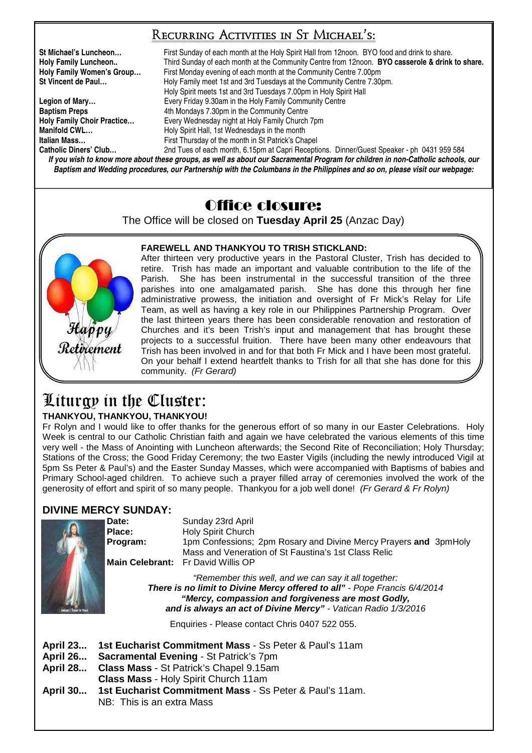## Recurring Activities in St Michael's:

| | |
|---|---|
| **St Michael's Luncheon…** | First Sunday of each month at the Holy Spirit Hall from 12noon. BYO food and drink to share. |
| **Holy Family Luncheon..** | Third Sunday of each month at the Community Centre from 12noon. **BYO casserole & drink to share.** |
| **Holy Family Women's Group…** | First Monday evening of each month at the Community Centre 7.00pm |
| **St Vincent de Paul…** | Holy Family meet 1st and 3rd Tuesdays at the Community Centre 7.30pm. Holy Spirit meets 1st and 3rd Tuesdays 7.00pm in Holy Spirit Hall |
| **Legion of Mary…** | Every Friday 9.30am in the Holy Family Community Centre |
| **Baptism Preps** | 4th Mondays 7.30pm in the Community Centre |
| **Holy Family Choir Practice…** | Every Wednesday night at Holy Family Church 7pm |
| **Manifold CWL…** | Holy Spirit Hall, 1st Wednesdays in the month |
| **Italian Mass…** | First Thursday of the month in St Patrick's Chapel |
| **Catholic Diners' Club…** | 2nd Tues of each month, 6.15pm at Capri Receptions. Dinner/Guest Speaker - ph 0431 959 584 |

***If you wish to know more about these groups, as well as about our Sacramental Program for children in non-Catholic schools, our Baptism and Wedding procedures, our Partnership with the Columbans in the Philippines and so on, please visit our webpage:***

## Office closure:

The Office will be closed on **Tuesday April 25** (Anzac Day)

Happy Retirement

**FAREWELL AND THANKYOU TO TRISH STICKLAND:**

After thirteen very productive years in the Pastoral Cluster, Trish has decided to retire. Trish has made an important and valuable contribution to the life of the Parish. She has been instrumental in the successful transition of the three parishes into one amalgamated parish. She has done this through her fine administrative prowess, the initiation and oversight of Fr Mick's Relay for Life Team, as well as having a key role in our Philippines Partnership Program. Over the last thirteen years there has been considerable renovation and restoration of Churches and it's been Trish's input and management that has brought these projects to a successful fruition. There have been many other endeavours that Trish has been involved in and for that both Fr Mick and I have been most grateful. On your behalf I extend heartfelt thanks to Trish for all that she has done for this community. *(Fr Gerard)*

# Liturgy in the Cluster:

**THANKYOU, THANKYOU, THANKYOU!**

Fr Rolyn and I would like to offer thanks for the generous effort of so many in our Easter Celebrations. Holy Week is central to our Catholic Christian faith and again we have celebrated the various elements of this time very well - the Mass of Anointing with Luncheon afterwards; the Second Rite of Reconciliation; Holy Thursday; Stations of the Cross; the Good Friday Ceremony; the two Easter Vigils (including the newly introduced Vigil at 5pm Ss Peter & Paul's) and the Easter Sunday Masses, which were accompanied with Baptisms of babies and Primary School-aged children. To achieve such a prayer filled array of ceremonies involved the work of the generosity of effort and spirit of so many people. Thankyou for a job well done! *(Fr Gerard & Fr Rolyn)*

### DIVINE MERCY SUNDAY:

**Date:** Sunday 23rd April
**Place:** Holy Spirit Church
**Program:** 1pm Confessions; 2pm Rosary and Divine Mercy Prayers **and** 3pmHoly Mass and Veneration of St Faustina's 1st Class Relic
**Main Celebrant:** Fr David Willis OP

*"Remember this well, and we can say it all together:*
***There is no limit to Divine Mercy offered to all"*** *- Pope Francis 6/4/2014*
***"Mercy, compassion and forgiveness are most Godly,***
***and is always an act of Divine Mercy"*** *- Vatican Radio 1/3/2016*

Enquiries - Please contact Chris 0407 522 055.

**April 23...** **1st Eucharist Commitment Mass** - Ss Peter & Paul's 11am
**April 26...** **Sacramental Evening** - St Patrick's 7pm
**April 28...** **Class Mass** - St Patrick's Chapel 9.15am
**Class Mass** - Holy Spirit Church 11am
**April 30...** **1st Eucharist Commitment Mass** - Ss Peter & Paul's 11am.
NB: This is an extra Mass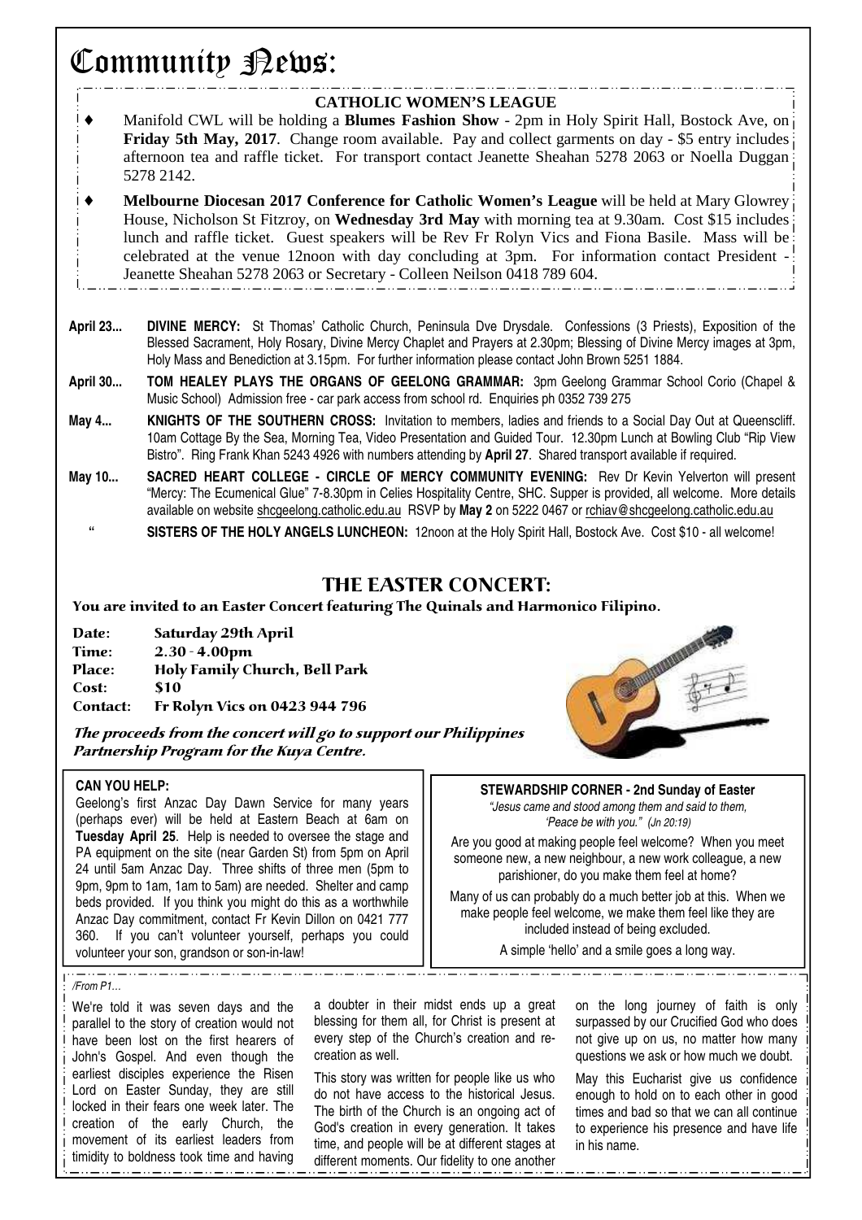# Community News:

### CATHOLIC WOMEN'S LEAGUE

- Manifold CWL will be holding a **Blumes Fashion Show** - 2pm in Holy Spirit Hall, Bostock Ave, on **Friday 5th May, 2017**. Change room available. Pay and collect garments on day - $5 entry includes afternoon tea and raffle ticket. For transport contact Jeanette Sheahan 5278 2063 or Noella Duggan 5278 2142.
- **Melbourne Diocesan 2017 Conference for Catholic Women's League** will be held at Mary Glowrey House, Nicholson St Fitzroy, on **Wednesday 3rd May** with morning tea at 9.30am. Cost $15 includes lunch and raffle ticket. Guest speakers will be Rev Fr Rolyn Vics and Fiona Basile. Mass will be celebrated at the venue 12noon with day concluding at 3pm. For information contact President - Jeanette Sheahan 5278 2063 or Secretary - Colleen Neilson 0418 789 604.

**April 23...** **DIVINE MERCY:** St Thomas' Catholic Church, Peninsula Dve Drysdale. Confessions (3 Priests), Exposition of the Blessed Sacrament, Holy Rosary, Divine Mercy Chaplet and Prayers at 2.30pm; Blessing of Divine Mercy images at 3pm, Holy Mass and Benediction at 3.15pm. For further information please contact John Brown 5251 1884.

**April 30...** **TOM HEALEY PLAYS THE ORGANS OF GEELONG GRAMMAR:** 3pm Geelong Grammar School Corio (Chapel & Music School) Admission free - car park access from school rd. Enquiries ph 0352 739 275

**May 4...** **KNIGHTS OF THE SOUTHERN CROSS:** Invitation to members, ladies and friends to a Social Day Out at Queenscliff. 10am Cottage By the Sea, Morning Tea, Video Presentation and Guided Tour. 12.30pm Lunch at Bowling Club "Rip View Bistro". Ring Frank Khan 5243 4926 with numbers attending by **April 27**. Shared transport available if required.

**May 10...** **SACRED HEART COLLEGE - CIRCLE OF MERCY COMMUNITY EVENING:** Rev Dr Kevin Yelverton will present "Mercy: The Ecumenical Glue" 7-8.30pm in Celies Hospitality Centre, SHC. Supper is provided, all welcome. More details available on website shcgeelong.catholic.edu.au RSVP by **May 2** on 5222 0467 or rchiav@shcgeelong.catholic.edu.au

" **SISTERS OF THE HOLY ANGELS LUNCHEON:** 12noon at the Holy Spirit Hall, Bostock Ave. Cost $10 - all welcome!

## THE EASTER CONCERT:

You are invited to an Easter Concert featuring The Quinals and Harmonico Filipino.

Date: Saturday 29th April
Time: 2.30 - 4.00pm
Place: Holy Family Church, Bell Park
Cost: $10
Contact: Fr Rolyn Vics on 0423 944 796

*The proceeds from the concert will go to support our Philippines Partnership Program for the Kuya Centre.*

**CAN YOU HELP:**
Geelong's first Anzac Day Dawn Service for many years (perhaps ever) will be held at Eastern Beach at 6am on **Tuesday April 25**. Help is needed to oversee the stage and PA equipment on the site (near Garden St) from 5pm on April 24 until 5am Anzac Day. Three shifts of three men (5pm to 9pm, 9pm to 1am, 1am to 5am) are needed. Shelter and camp beds provided. If you think you might do this as a worthwhile Anzac Day commitment, contact Fr Kevin Dillon on 0421 777 360. If you can't volunteer yourself, perhaps you could volunteer your son, grandson or son-in-law!

**STEWARDSHIP CORNER - 2nd Sunday of Easter**
*"Jesus came and stood among them and said to them, 'Peace be with you." (Jn 20:19)*

Are you good at making people feel welcome? When you meet someone new, a new neighbour, a new work colleague, a new parishioner, do you make them feel at home?

Many of us can probably do a much better job at this. When we make people feel welcome, we make them feel like they are included instead of being excluded.

A simple 'hello' and a smile goes a long way.

*/From P1...*

We're told it was seven days and the parallel to the story of creation would not have been lost on the first hearers of John's Gospel. And even though the earliest disciples experience the Risen Lord on Easter Sunday, they are still locked in their fears one week later. The creation of the early Church, the movement of its earliest leaders from timidity to boldness took time and having a doubter in their midst ends up a great blessing for them all, for Christ is present at every step of the Church's creation and re-creation as well.

This story was written for people like us who do not have access to the historical Jesus. The birth of the Church is an ongoing act of God's creation in every generation. It takes time, and people will be at different stages at different moments. Our fidelity to one another on the long journey of faith is only surpassed by our Crucified God who does not give up on us, no matter how many questions we ask or how much we doubt.

May this Eucharist give us confidence enough to hold on to each other in good times and bad so that we can all continue to experience his presence and have life in his name.